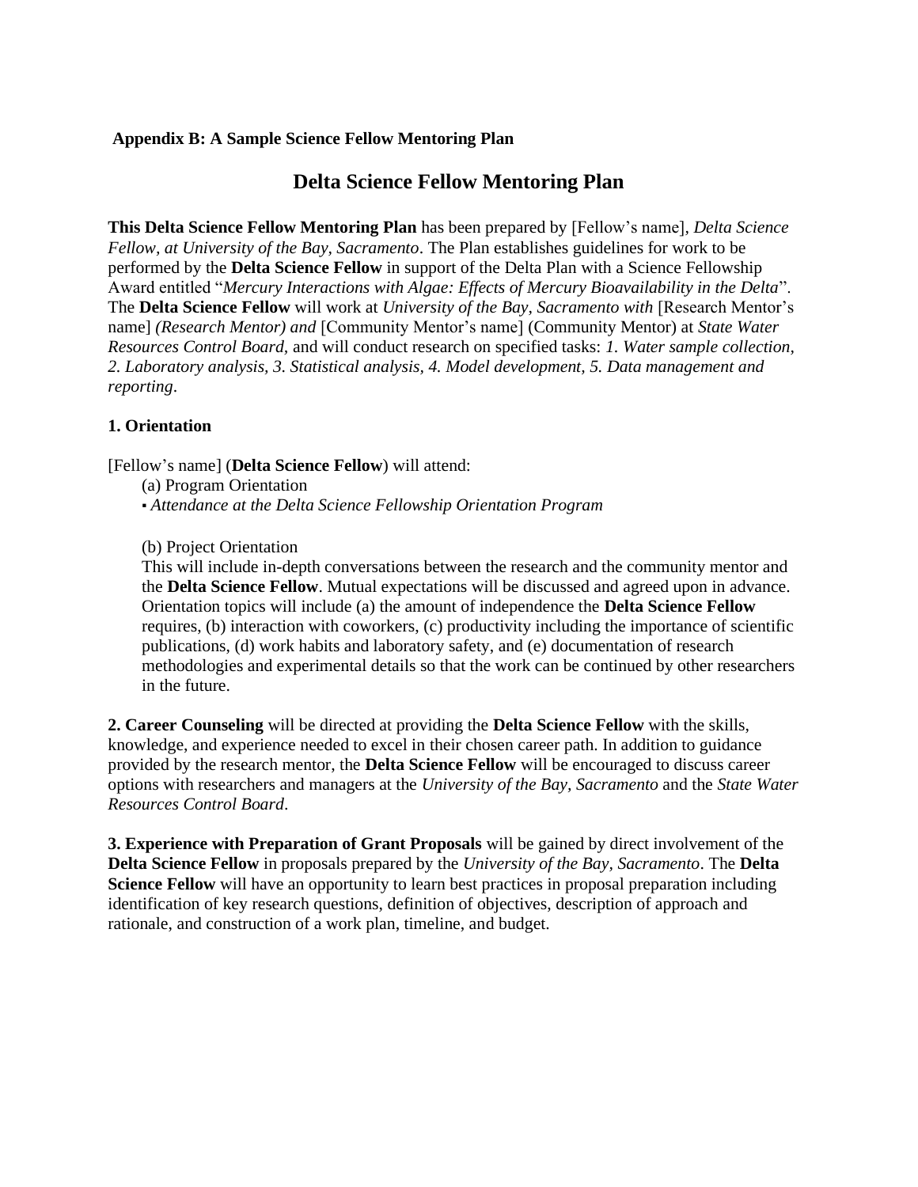**Appendix B: A Sample Science Fellow Mentoring Plan**

# Delta Science Fellow Mentoring Plan

**This Delta Science Fellow Mentoring Plan** has been prepared by [Fellow's name], *Delta Science Fellow, at University of the Bay, Sacramento*. The Plan establishes guidelines for work to be performed by the **Delta Science Fellow** in support of the Delta Plan with a Science Fellowship Award entitled "*Mercury Interactions with Algae: Effects of Mercury Bioavailability in the Delta*". The **Delta Science Fellow** will work at *University of the Bay, Sacramento with* [Research Mentor's name] *(Research Mentor) and* [Community Mentor's name] (Community Mentor) at *State Water Resources Control Board,* and will conduct research on specified tasks: *1. Water sample collection, 2. Laboratory analysis, 3. Statistical analysis, 4. Model development, 5. Data management and reporting*.

**1. Orientation**

[Fellow's name] (**Delta Science Fellow**) will attend:

(a) Program Orientation

- *Attendance at the Delta Science Fellowship Orientation Program*

(b) Project Orientation

This will include in-depth conversations between the research and the community mentor and the **Delta Science Fellow**. Mutual expectations will be discussed and agreed upon in advance. Orientation topics will include (a) the amount of independence the **Delta Science Fellow** requires, (b) interaction with coworkers, (c) productivity including the importance of scientific publications, (d) work habits and laboratory safety, and (e) documentation of research methodologies and experimental details so that the work can be continued by other researchers in the future.

**2. Career Counseling** will be directed at providing the **Delta Science Fellow** with the skills, knowledge, and experience needed to excel in their chosen career path. In addition to guidance provided by the research mentor, the **Delta Science Fellow** will be encouraged to discuss career options with researchers and managers at the *University of the Bay, Sacramento* and the *State Water Resources Control Board*.

**3. Experience with Preparation of Grant Proposals** will be gained by direct involvement of the **Delta Science Fellow** in proposals prepared by the *University of the Bay, Sacramento*. The **Delta Science Fellow** will have an opportunity to learn best practices in proposal preparation including identification of key research questions, definition of objectives, description of approach and rationale, and construction of a work plan, timeline, and budget.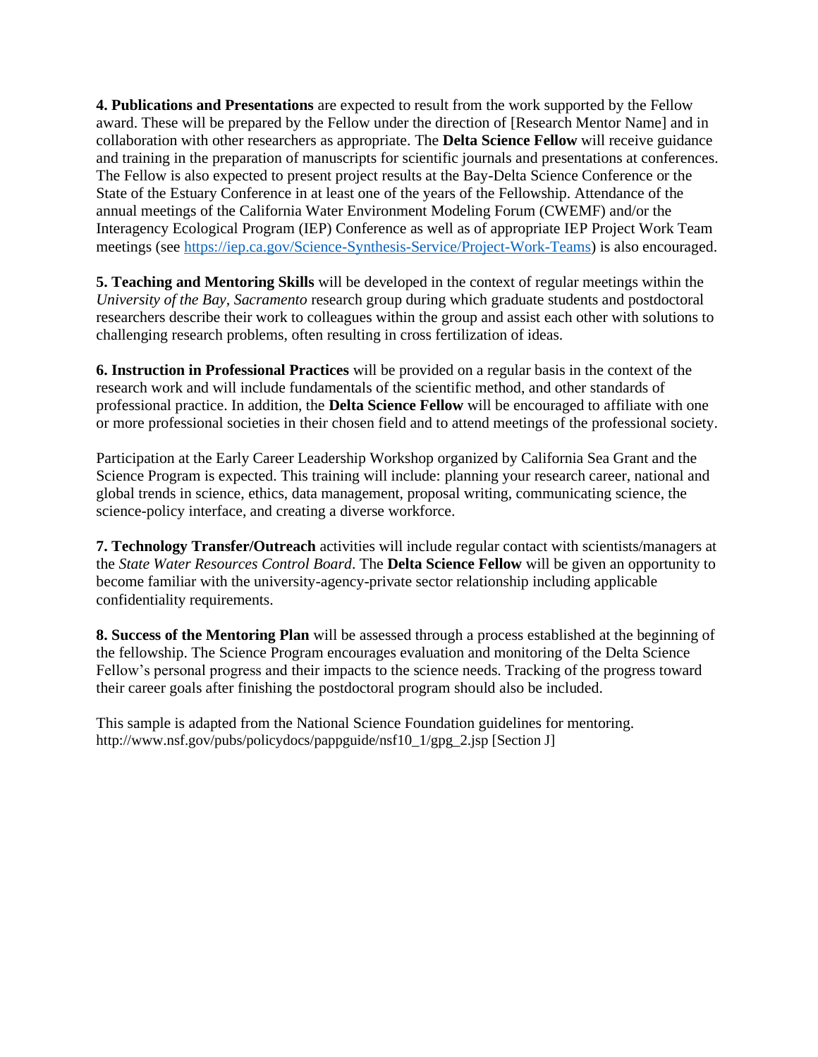**4. Publications and Presentations** are expected to result from the work supported by the Fellow award. These will be prepared by the Fellow under the direction of [Research Mentor Name] and in collaboration with other researchers as appropriate. The **Delta Science Fellow** will receive guidance and training in the preparation of manuscripts for scientific journals and presentations at conferences. The Fellow is also expected to present project results at the Bay-Delta Science Conference or the State of the Estuary Conference in at least one of the years of the Fellowship. Attendance of the annual meetings of the California Water Environment Modeling Forum (CWEMF) and/or the Interagency Ecological Program (IEP) Conference as well as of appropriate IEP Project Work Team meetings (see [https://iep.ca.gov/Science-Synthesis-Service/Project-Work-Teams](https://iep.ca.gov/Science-Synthesis-Service/Project-Work-Teams)) is also encouraged.

**5. Teaching and Mentoring Skills** will be developed in the context of regular meetings within the *University of the Bay, Sacramento* research group during which graduate students and postdoctoral researchers describe their work to colleagues within the group and assist each other with solutions to challenging research problems, often resulting in cross fertilization of ideas.

**6. Instruction in Professional Practices** will be provided on a regular basis in the context of the research work and will include fundamentals of the scientific method, and other standards of professional practice. In addition, the **Delta Science Fellow** will be encouraged to affiliate with one or more professional societies in their chosen field and to attend meetings of the professional society.

Participation at the Early Career Leadership Workshop organized by California Sea Grant and the Science Program is expected. This training will include: planning your research career, national and global trends in science, ethics, data management, proposal writing, communicating science, the science-policy interface, and creating a diverse workforce.

**7. Technology Transfer/Outreach** activities will include regular contact with scientists/managers at the *State Water Resources Control Board*. The **Delta Science Fellow** will be given an opportunity to become familiar with the university-agency-private sector relationship including applicable confidentiality requirements.

**8. Success of the Mentoring Plan** will be assessed through a process established at the beginning of the fellowship. The Science Program encourages evaluation and monitoring of the Delta Science Fellow's personal progress and their impacts to the science needs. Tracking of the progress toward their career goals after finishing the postdoctoral program should also be included.

This sample is adapted from the National Science Foundation guidelines for mentoring. http://www.nsf.gov/pubs/policydocs/pappguide/nsf10_1/gpg_2.jsp [Section J]